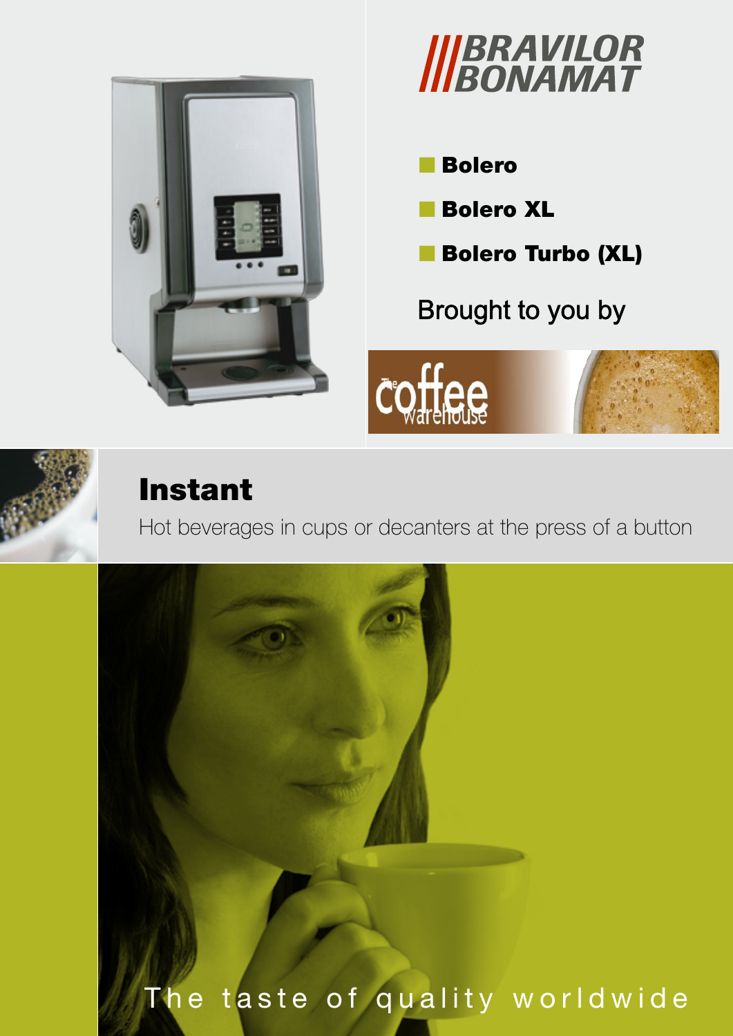# BRAVILOR BONAMAT

- **Bolero**
- **Bolero XL**
- **Bolero Turbo (XL)**

Brought to you by

The coffee warehouse

## Instant

Hot beverages in cups or decanters at the press of a button

The taste of quality worldwide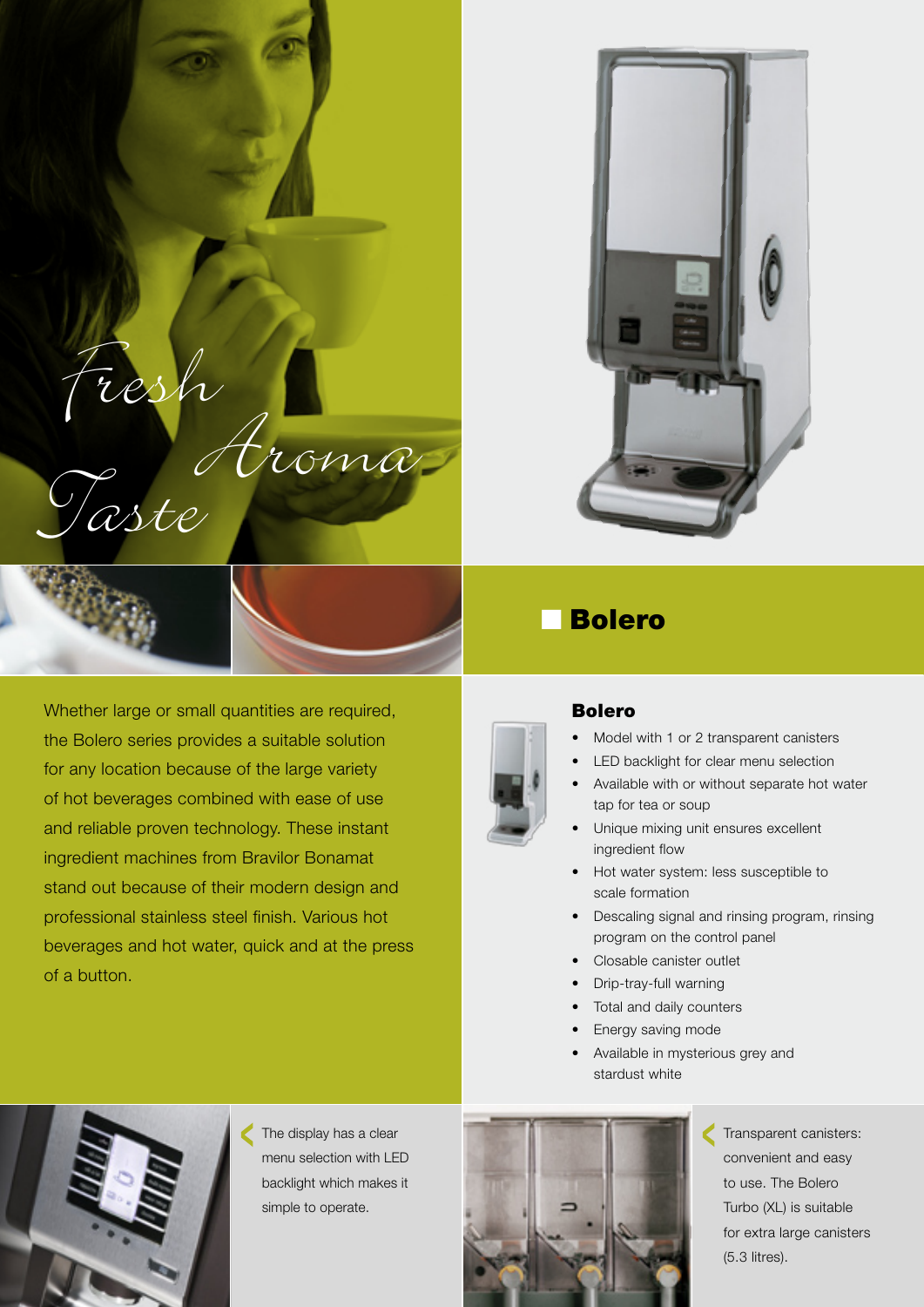Fresh Aroma Taste

# Bolero

Whether large or small quantities are required, the Bolero series provides a suitable solution for any location because of the large variety of hot beverages combined with ease of use and reliable proven technology. These instant ingredient machines from Bravilor Bonamat stand out because of their modern design and professional stainless steel finish. Various hot beverages and hot water, quick and at the press of a button.

## Bolero

- Model with 1 or 2 transparent canisters
- LED backlight for clear menu selection
- Available with or without separate hot water tap for tea or soup
- Unique mixing unit ensures excellent ingredient flow
- Hot water system: less susceptible to scale formation
- Descaling signal and rinsing program, rinsing program on the control panel
- Closable canister outlet
- Drip-tray-full warning
- Total and daily counters
- Energy saving mode
- Available in mysterious grey and stardust white

The display has a clear menu selection with LED backlight which makes it simple to operate.

Transparent canisters: convenient and easy to use. The Bolero Turbo (XL) is suitable for extra large canisters (5.3 litres).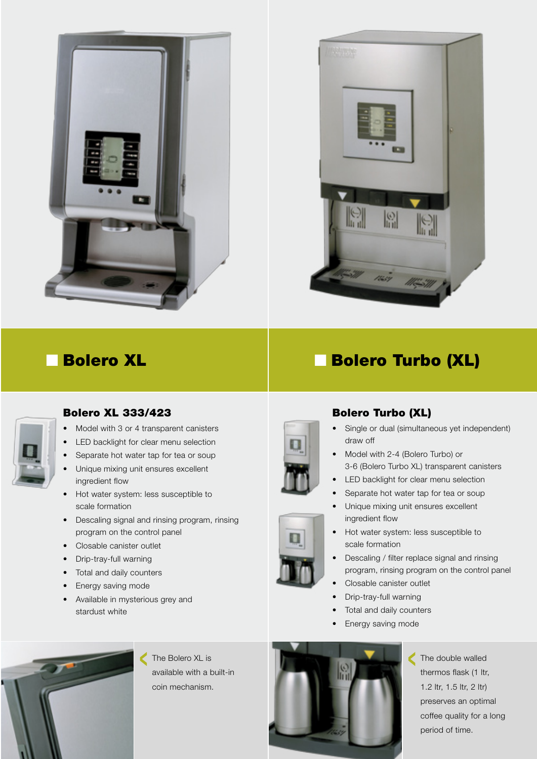## Bolero XL

### Bolero XL 333/423

- Model with 3 or 4 transparent canisters
- LED backlight for clear menu selection
- Separate hot water tap for tea or soup
- Unique mixing unit ensures excellent ingredient flow
- Hot water system: less susceptible to scale formation
- Descaling signal and rinsing program, rinsing program on the control panel
- Closable canister outlet
- Drip-tray-full warning
- Total and daily counters
- Energy saving mode
- Available in mysterious grey and stardust white

The Bolero XL is available with a built-in coin mechanism.

## Bolero Turbo (XL)

### Bolero Turbo (XL)

- Single or dual (simultaneous yet independent) draw off
- Model with 2-4 (Bolero Turbo) or 3-6 (Bolero Turbo XL) transparent canisters
- LED backlight for clear menu selection
- Separate hot water tap for tea or soup
- Unique mixing unit ensures excellent ingredient flow
- Hot water system: less susceptible to scale formation
- Descaling / filter replace signal and rinsing program, rinsing program on the control panel
- Closable canister outlet
- Drip-tray-full warning
- Total and daily counters
- Energy saving mode

The double walled thermos flask (1 ltr, 1.2 ltr, 1.5 ltr, 2 ltr) preserves an optimal coffee quality for a long period of time.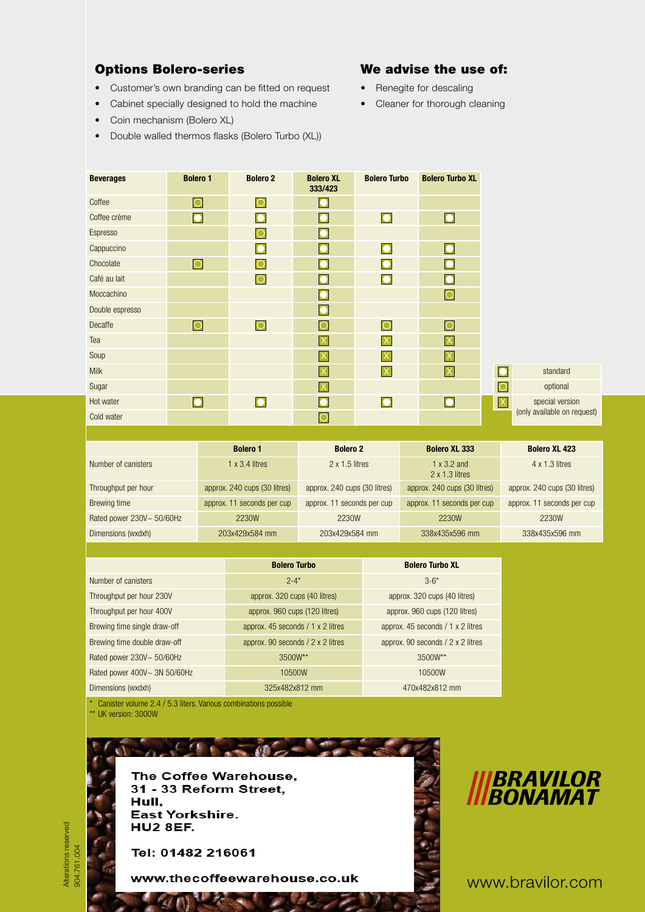## Options Bolero-series

- Customer's own branding can be fitted on request
- Cabinet specially designed to hold the machine
- Coin mechanism (Bolero XL)
- Double walled thermos flasks (Bolero Turbo (XL))

## We advise the use of:

- Renegite for descaling
- Cleaner for thorough cleaning

| Beverages | Bolero 1 | Bolero 2 | Bolero XL 333/423 | Bolero Turbo | Bolero Turbo XL |
|---|---|---|---|---|---|
| Coffee | ○ | ○ | ● | | |
| Coffee crème | ● | ● | ● | ● | ● |
| Espresso | | ○ | ● | | |
| Cappuccino | | ● | ● | ● | ● |
| Chocolate | ○ | ○ | ● | ● | ● |
| Café au lait | | ○ | ● | ● | ● |
| Moccachino | | | ● | | ○ |
| Double espresso | | | ● | | |
| Decaffe | ○ | ○ | ○ | ○ | ○ |
| Tea | | | X | X | X |
| Soup | | | X | X | X |
| Milk | | | X | X | X |
| Sugar | | | X | | |
| Hot water | ● | ● | ● | ● | ● |
| Cold water | | | ○ | | |

- ● standard
- ○ optional
- X special version (only available on request)

| | Bolero 1 | Bolero 2 | Bolero XL 333 | Bolero XL 423 |
|---|---|---|---|---|
| Number of canisters | 1 x 3.4 litres | 2 x 1.5 litres | 1 x 3.2 and 2 x 1.3 litres | 4 x 1.3 litres |
| Throughput per hour | approx. 240 cups (30 litres) | approx. 240 cups (30 litres) | approx. 240 cups (30 litres) | approx. 240 cups (30 litres) |
| Brewing time | approx. 11 seconds per cup | approx. 11 seconds per cup | approx. 11 seconds per cup | approx. 11 seconds per cup |
| Rated power 230V~ 50/60Hz | 2230W | 2230W | 2230W | 2230W |
| Dimensions (wxdxh) | 203x429x584 mm | 203x429x584 mm | 338x435x596 mm | 338x435x596 mm |

| | Bolero Turbo | Bolero Turbo XL |
|---|---|---|
| Number of canisters | 2-4* | 3-6* |
| Throughput per hour 230V | approx. 320 cups (40 litres) | approx. 320 cups (40 litres) |
| Throughput per hour 400V | approx. 960 cups (120 litres) | approx. 960 cups (120 litres) |
| Brewing time single draw-off | approx. 45 seconds / 1 x 2 litres | approx. 45 seconds / 1 x 2 litres |
| Brewing time double draw-off | approx. 90 seconds / 2 x 2 litres | approx. 90 seconds / 2 x 2 litres |
| Rated power 230V~ 50/60Hz | 3500W** | 3500W** |
| Rated power 400V~ 3N 50/60Hz | 10500W | 10500W |
| Dimensions (wxdxh) | 325x482x812 mm | 470x482x812 mm |

\* Canister volume 2.4 / 5.3 liters. Various combinations possible

** UK version: 3000W

**The Coffee Warehouse,**
**31 - 33 Reform Street,**
**Hull,**
**East Yorkshire.**
**HU2 8EF.**

**Tel: 01482 216061**

**www.thecoffeewarehouse.co.uk**

BRAVILOR BONAMAT

www.bravilor.com

Alterations reserved
904.761.004